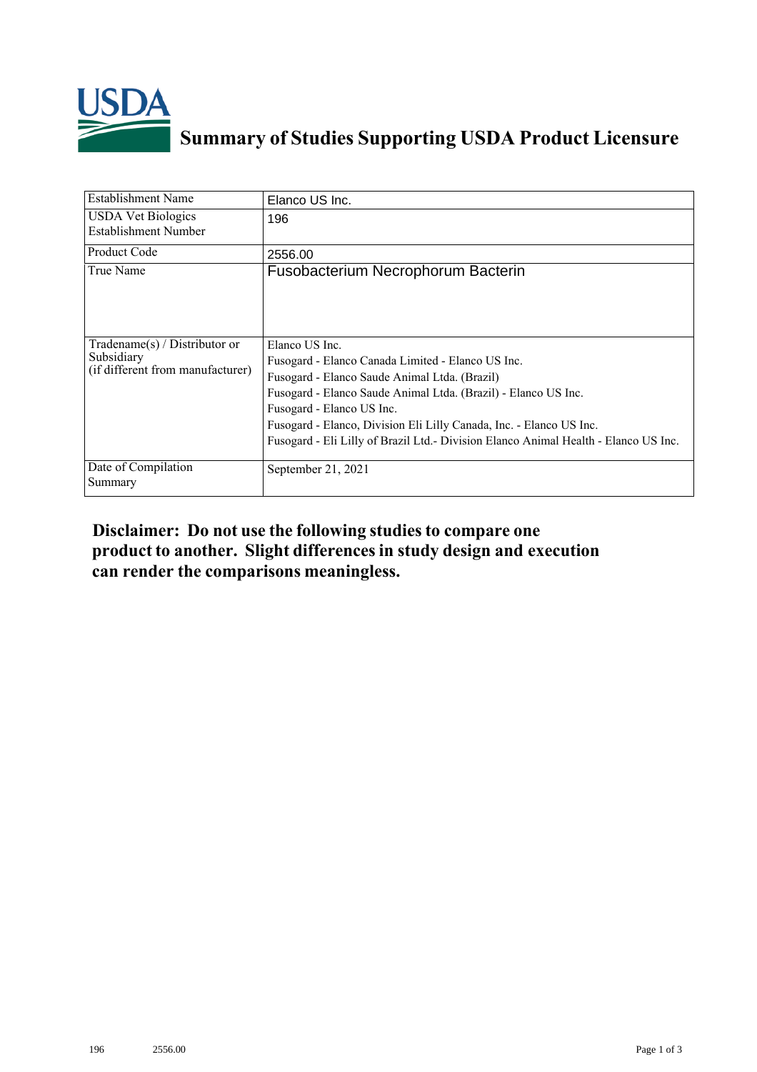# Summary of Studies Supporting USDA Product Licensure

| | |
|---|---|
| Establishment Name | Elanco US Inc. |
| USDA Vet Biologics Establishment Number | 196 |
| Product Code | 2556.00 |
| True Name | Fusobacterium Necrophorum Bacterin |
| Tradename(s) / Distributor or Subsidiary (if different from manufacturer) | Elanco US Inc.<br>Fusogard - Elanco Canada Limited - Elanco US Inc.<br>Fusogard - Elanco Saude Animal Ltda. (Brazil)<br>Fusogard - Elanco Saude Animal Ltda. (Brazil) - Elanco US Inc.<br>Fusogard - Elanco US Inc.<br>Fusogard - Elanco, Division Eli Lilly Canada, Inc. - Elanco US Inc.<br>Fusogard - Eli Lilly of Brazil Ltd.- Division Elanco Animal Health - Elanco US Inc. |
| Date of Compilation Summary | September 21, 2021 |

**Disclaimer: Do not use the following studies to compare one product to another. Slight differences in study design and execution can render the comparisons meaningless.**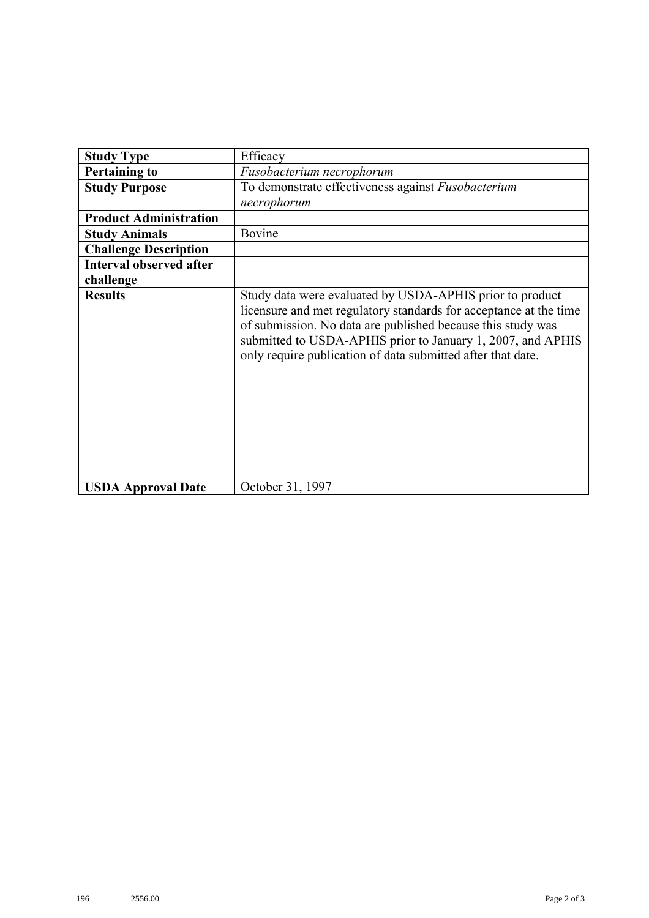| **Study Type** | Efficacy |
|---|---|
| **Pertaining to** | *Fusobacterium necrophorum* |
| **Study Purpose** | To demonstrate effectiveness against *Fusobacterium necrophorum* |
| **Product Administration** | |
| **Study Animals** | Bovine |
| **Challenge Description** | |
| **Interval observed after challenge** | |
| **Results** | Study data were evaluated by USDA-APHIS prior to product licensure and met regulatory standards for acceptance at the time of submission. No data are published because this study was submitted to USDA-APHIS prior to January 1, 2007, and APHIS only require publication of data submitted after that date. |
| **USDA Approval Date** | October 31, 1997 |

196 2556.00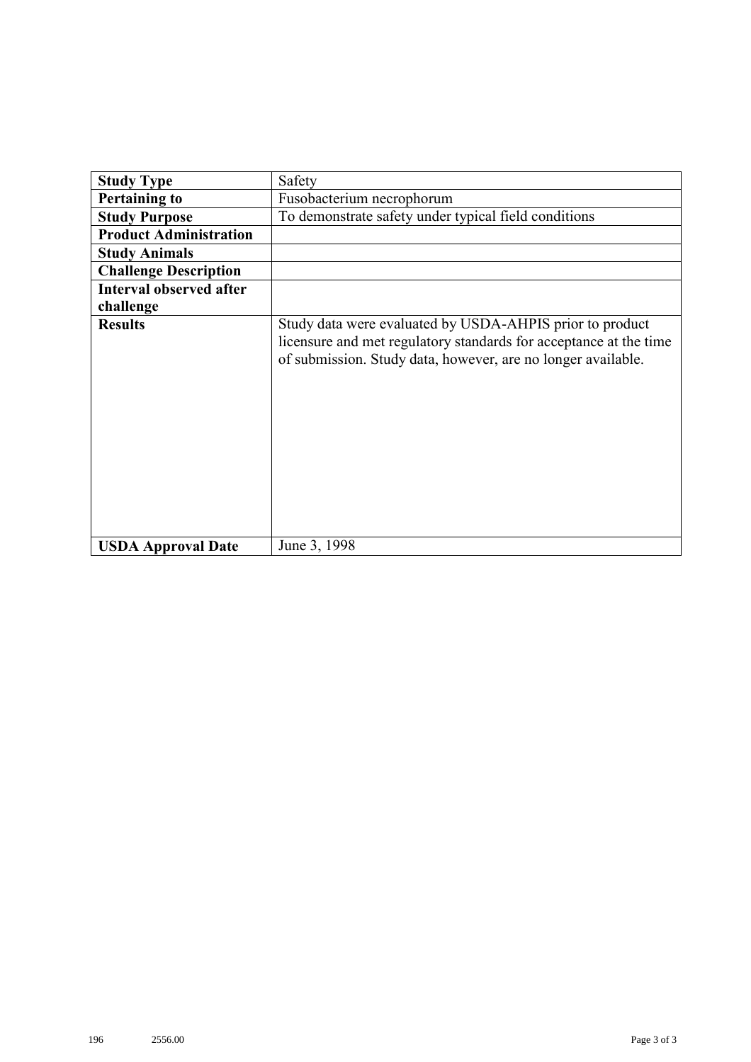| | |
|---|---|
| **Study Type** | Safety |
| **Pertaining to** | Fusobacterium necrophorum |
| **Study Purpose** | To demonstrate safety under typical field conditions |
| **Product Administration** | |
| **Study Animals** | |
| **Challenge Description** | |
| **Interval observed after challenge** | |
| **Results** | Study data were evaluated by USDA-AHPIS prior to product licensure and met regulatory standards for acceptance at the time of submission. Study data, however, are no longer available. |
| **USDA Approval Date** | June 3, 1998 |

196 2556.00